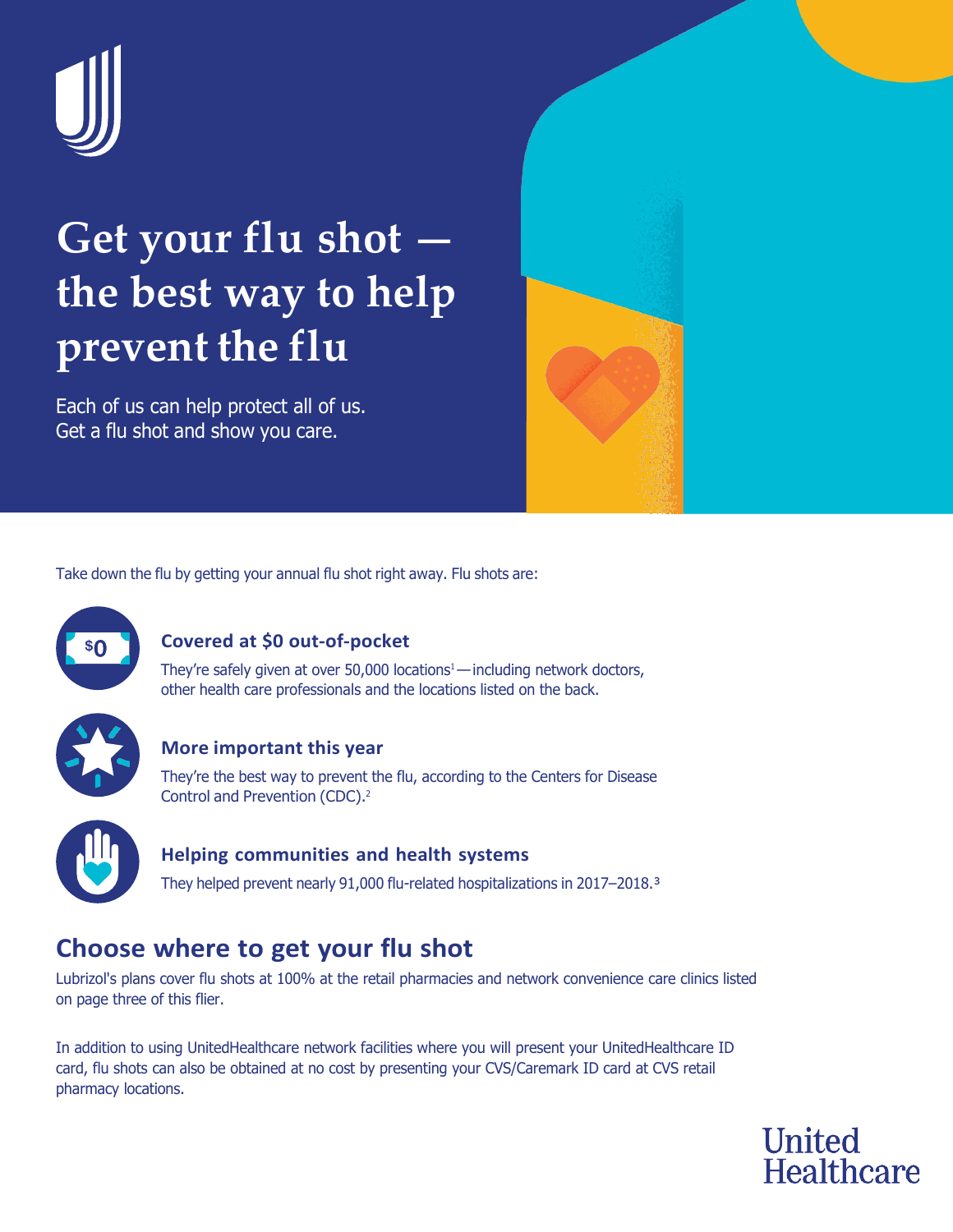# Get your flu shot — the best way to help prevent the flu

Each of us can help protect all of us.
Get a flu shot and show you care.

Take down the flu by getting your annual flu shot right away. Flu shots are:

### Covered at $0 out-of-pocket

They're safely given at over 50,000 locations[1] — including network doctors, other health care professionals and the locations listed on the back.

### More important this year

They're the best way to prevent the flu, according to the Centers for Disease Control and Prevention (CDC).[2]

### Helping communities and health systems

They helped prevent nearly 91,000 flu-related hospitalizations in 2017–2018.[3]

## Choose where to get your flu shot

Lubrizol's plans cover flu shots at 100% at the retail pharmacies and network convenience care clinics listed on page three of this flier.

In addition to using UnitedHealthcare network facilities where you will present your UnitedHealthcare ID card, flu shots can also be obtained at no cost by presenting your CVS/Caremark ID card at CVS retail pharmacy locations.

United Healthcare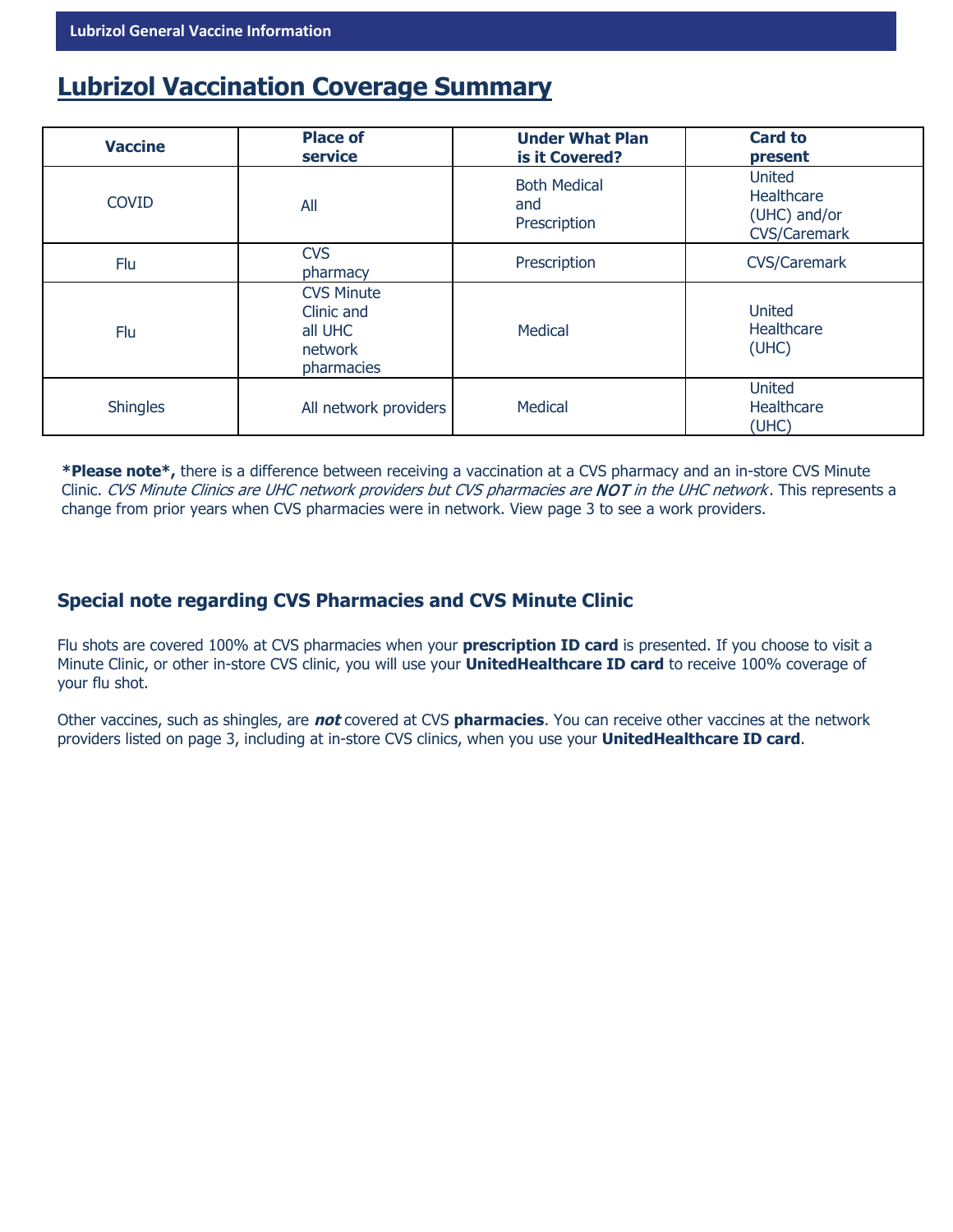Lubrizol General Vaccine Information

# Lubrizol Vaccination Coverage Summary

| Vaccine | Place of service | Under What Plan is it Covered? | Card to present |
|---|---|---|---|
| COVID | All | Both Medical and Prescription | United Healthcare (UHC) and/or CVS/Caremark |
| Flu | CVS pharmacy | Prescription | CVS/Caremark |
| Flu | CVS Minute Clinic and all UHC network pharmacies | Medical | United Healthcare (UHC) |
| Shingles | All network providers | Medical | United Healthcare (UHC) |

***Please note*,** there is a difference between receiving a vaccination at a CVS pharmacy and an in-store CVS Minute Clinic. *CVS Minute Clinics are UHC network providers but CVS pharmacies are **NOT** in the UHC network*. This represents a change from prior years when CVS pharmacies were in network. View page 3 to see a work providers.

### Special note regarding CVS Pharmacies and CVS Minute Clinic

Flu shots are covered 100% at CVS pharmacies when your **prescription ID card** is presented. If you choose to visit a Minute Clinic, or other in-store CVS clinic, you will use your **UnitedHealthcare ID card** to receive 100% coverage of your flu shot.

Other vaccines, such as shingles, are ***not*** covered at CVS **pharmacies**. You can receive other vaccines at the network providers listed on page 3, including at in-store CVS clinics, when you use your **UnitedHealthcare ID card**.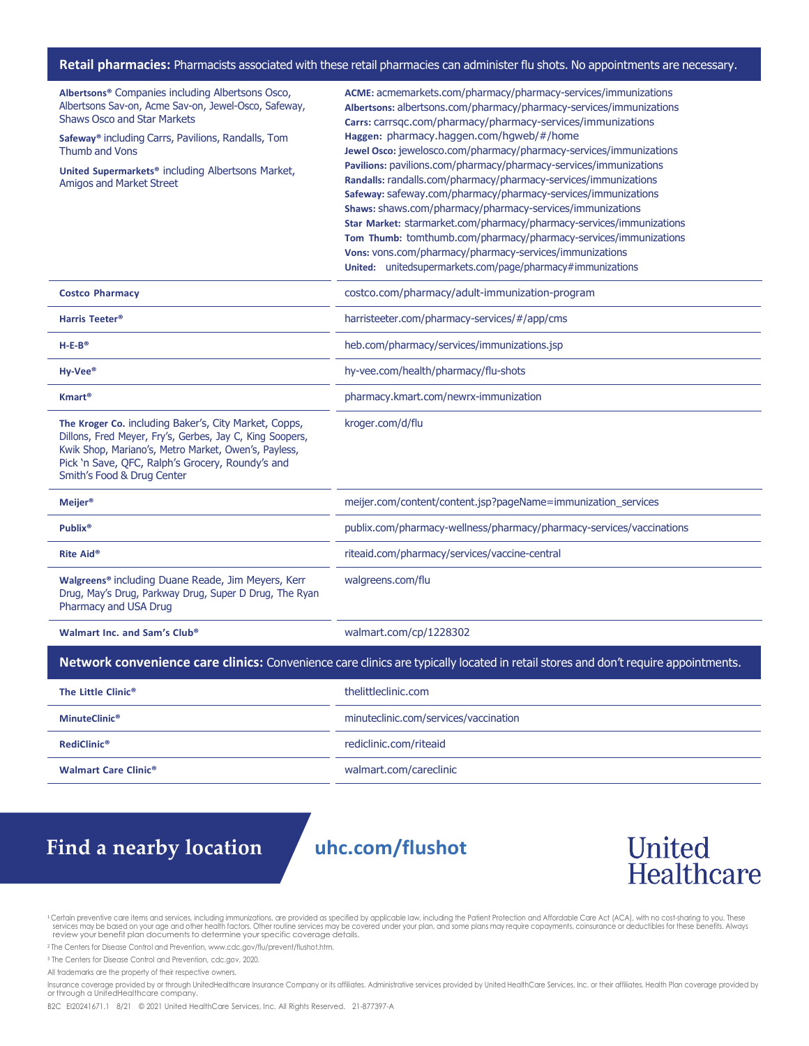| **Retail pharmacies:** Pharmacists associated with these retail pharmacies can administer flu shots. No appointments are necessary. | |
|---|---|
| **Albertsons®** Companies including Albertsons Osco, Albertsons Sav-on, Acme Sav-on, Jewel-Osco, Safeway, Shaws Osco and Star Markets<br><br>**Safeway®** including Carrs, Pavilions, Randalls, Tom Thumb and Vons<br><br>**United Supermarkets®** including Albertsons Market, Amigos and Market Street | **ACME:** acmemarkets.com/pharmacy/pharmacy-services/immunizations<br>**Albertsons:** albertsons.com/pharmacy/pharmacy-services/immunizations<br>**Carrs:** carrsqc.com/pharmacy/pharmacy-services/immunizations<br>**Haggen:** pharmacy.haggen.com/hgweb/#/home<br>**Jewel Osco:** jewelosco.com/pharmacy/pharmacy-services/immunizations<br>**Pavilions:** pavilions.com/pharmacy/pharmacy-services/immunizations<br>**Randalls:** randalls.com/pharmacy/pharmacy-services/immunizations<br>**Safeway:** safeway.com/pharmacy/pharmacy-services/immunizations<br>**Shaws:** shaws.com/pharmacy/pharmacy-services/immunizations<br>**Star Market:** starmarket.com/pharmacy/pharmacy-services/immunizations<br>**Tom Thumb:** tomthumb.com/pharmacy/pharmacy-services/immunizations<br>**Vons:** vons.com/pharmacy/pharmacy-services/immunizations<br>**United:** unitedsupermarkets.com/page/pharmacy#immunizations |
| **Costco Pharmacy** | costco.com/pharmacy/adult-immunization-program |
| **Harris Teeter®** | harristeeter.com/pharmacy-services/#/app/cms |
| **H-E-B®** | heb.com/pharmacy/services/immunizations.jsp |
| **Hy-Vee®** | hy-vee.com/health/pharmacy/flu-shots |
| **Kmart®** | pharmacy.kmart.com/newrx-immunization |
| **The Kroger Co.** including Baker's, City Market, Copps, Dillons, Fred Meyer, Fry's, Gerbes, Jay C, King Soopers, Kwik Shop, Mariano's, Metro Market, Owen's, Payless, Pick 'n Save, QFC, Ralph's Grocery, Roundy's and Smith's Food & Drug Center | kroger.com/d/flu |
| **Meijer®** | meijer.com/content/content.jsp?pageName=immunization_services |
| **Publix®** | publix.com/pharmacy-wellness/pharmacy/pharmacy-services/vaccinations |
| **Rite Aid®** | riteaid.com/pharmacy/services/vaccine-central |
| **Walgreens®** including Duane Reade, Jim Meyers, Kerr Drug, May's Drug, Parkway Drug, Super D Drug, The Ryan Pharmacy and USA Drug | walgreens.com/flu |
| **Walmart Inc. and Sam's Club®** | walmart.com/cp/1228302 |

| **Network convenience care clinics:** Convenience care clinics are typically located in retail stores and don't require appointments. | |
|---|---|
| **The Little Clinic®** | thelittleclinic.com |
| **MinuteClinic®** | minuteclinic.com/services/vaccination |
| **RediClinic®** | rediclinic.com/riteaid |
| **Walmart Care Clinic®** | walmart.com/careclinic |

## Find a nearby location

**uhc.com/flushot**

United Healthcare

[1] Certain preventive care items and services, including immunizations, are provided as specified by applicable law, including the Patient Protection and Affordable Care Act (ACA), with no cost-sharing to you. These services may be based on your age and other health factors. Other routine services may be covered under your plan, and some plans may require copayments, coinsurance or deductibles for these benefits. Always review your benefit plan documents to determine your specific coverage details.

[2] The Centers for Disease Control and Prevention, www.cdc.gov/flu/prevent/flushot.htm.

[3] The Centers for Disease Control and Prevention, cdc.gov, 2020.

All trademarks are the property of their respective owners.

Insurance coverage provided by or through UnitedHealthcare Insurance Company or its affiliates. Administrative services provided by United HealthCare Services, Inc. or their affiliates. Health Plan coverage provided by or through a UnitedHealthcare company.

B2C EI20241671.1 8/21 © 2021 United HealthCare Services, Inc. All Rights Reserved. 21-877397-A